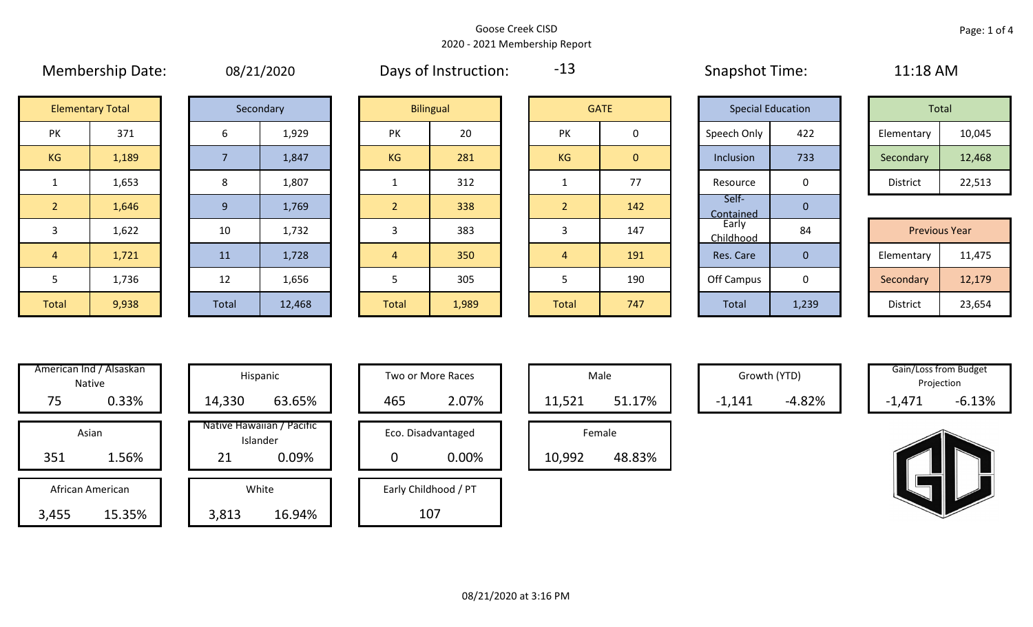Goose Creek CISD

2020 - 2021 Membership Report

**Membership Date:** 08/21/2020 **Days of Instruction:** -13 **Snapshot Time:** 11:18 AM

| Elementary Total | |
|---|---|
| PK | 371 |
| KG | 1,189 |
| 1 | 1,653 |
| 2 | 1,646 |
| 3 | 1,622 |
| 4 | 1,721 |
| 5 | 1,736 |
| Total | 9,938 |

| Secondary | |
|---|---|
| 6 | 1,929 |
| 7 | 1,847 |
| 8 | 1,807 |
| 9 | 1,769 |
| 10 | 1,732 |
| 11 | 1,728 |
| 12 | 1,656 |
| Total | 12,468 |

| Bilingual | |
|---|---|
| PK | 20 |
| KG | 281 |
| 1 | 312 |
| 2 | 338 |
| 3 | 383 |
| 4 | 350 |
| 5 | 305 |
| Total | 1,989 |

| GATE | |
|---|---|
| PK | 0 |
| KG | 0 |
| 1 | 77 |
| 2 | 142 |
| 3 | 147 |
| 4 | 191 |
| 5 | 190 |
| Total | 747 |

| Special Education | |
|---|---|
| Speech Only | 422 |
| Inclusion | 733 |
| Resource | 0 |
| Self-Contained | 0 |
| Early Childhood | 84 |
| Res. Care | 0 |
| Off Campus | 0 |
| Total | 1,239 |

| Total | |
|---|---|
| Elementary | 10,045 |
| Secondary | 12,468 |
| District | 22,513 |

| Previous Year | |
|---|---|
| Elementary | 11,475 |
| Secondary | 12,179 |
| District | 23,654 |

| Category | Count | Percent |
|---|---|---|
| American Ind / Alsaskan Native | 75 | 0.33% |
| Asian | 351 | 1.56% |
| African American | 3,455 | 15.35% |
| Hispanic | 14,330 | 63.65% |
| Native Hawaiian / Pacific Islander | 21 | 0.09% |
| White | 3,813 | 16.94% |
| Two or More Races | 465 | 2.07% |
| Eco. Disadvantaged | 0 | 0.00% |
| Early Childhood / PT | 107 | |
| Male | 11,521 | 51.17% |
| Female | 10,992 | 48.83% |
| Growth (YTD) | -1,141 | -4.82% |
| Gain/Loss from Budget Projection | -1,471 | -6.13% |

08/21/2020 at 3:16 PM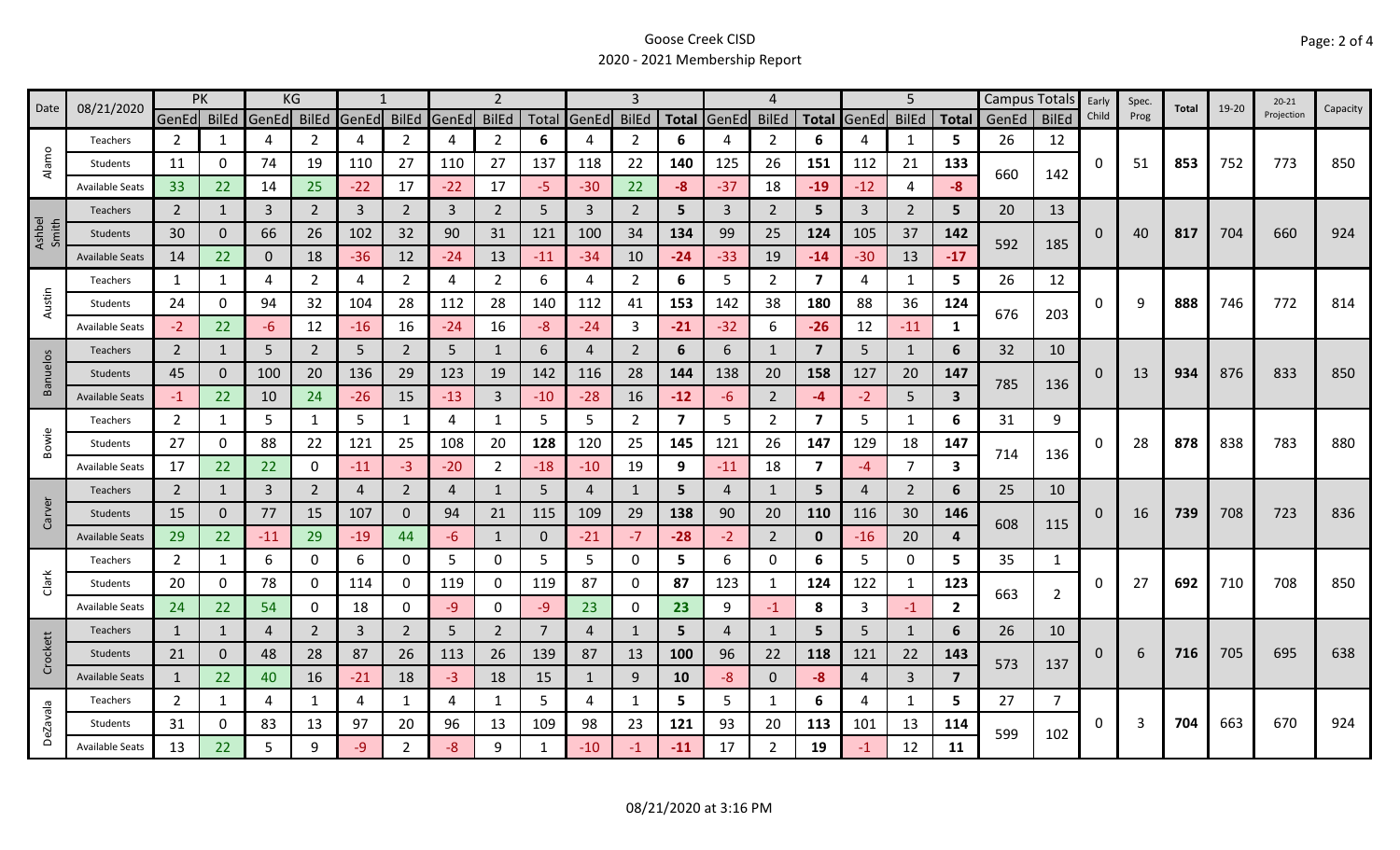Goose Creek CISD

2020 - 2021 Membership Report

| Date | 08/21/2020 | PK | | KG | | 1 | | 2 | | | 3 | | | 4 | | | 5 | | | Campus Totals | | Early Child | Spec. Prog | Total | 19-20 | 20-21 Projection | Capacity |
|---|---|---|---|---|---|---|---|---|---|---|---|---|---|---|---|---|---|---|---|---|---|---|---|---|---|---|---|
| | | GenEd | BilEd | GenEd | BilEd | GenEd | BilEd | GenEd | BilEd | Total | GenEd | BilEd | Total | GenEd | BilEd | Total | GenEd | BilEd | Total | GenEd | BilEd | | | | | | |
| Alamo | Teachers | 2 | 1 | 4 | 2 | 4 | 2 | 4 | 2 | 6 | 4 | 2 | 6 | 4 | 2 | 6 | 4 | 1 | 5 | 26 | 12 | 0 | 51 | 853 | 752 | 773 | 850 |
| | Students | 11 | 0 | 74 | 19 | 110 | 27 | 110 | 27 | 137 | 118 | 22 | 140 | 125 | 26 | 151 | 112 | 21 | 133 | 660 | 142 | | | | | | |
| | Available Seats | 33 | 22 | 14 | 25 | -22 | 17 | -22 | 17 | -5 | -30 | 22 | -8 | -37 | 18 | -19 | -12 | 4 | -8 | | | | | | | | |
| Ashbel Smith | Teachers | 2 | 1 | 3 | 2 | 3 | 2 | 3 | 2 | 5 | 3 | 2 | 5 | 3 | 2 | 5 | 3 | 2 | 5 | 20 | 13 | 0 | 40 | 817 | 704 | 660 | 924 |
| | Students | 30 | 0 | 66 | 26 | 102 | 32 | 90 | 31 | 121 | 100 | 34 | 134 | 99 | 25 | 124 | 105 | 37 | 142 | 592 | 185 | | | | | | |
| | Available Seats | 14 | 22 | 0 | 18 | -36 | 12 | -24 | 13 | -11 | -34 | 10 | -24 | -33 | 19 | -14 | -30 | 13 | -17 | | | | | | | | |
| Austin | Teachers | 1 | 1 | 4 | 2 | 4 | 2 | 4 | 2 | 6 | 4 | 2 | 6 | 5 | 2 | 7 | 4 | 1 | 5 | 26 | 12 | 0 | 9 | 888 | 746 | 772 | 814 |
| | Students | 24 | 0 | 94 | 32 | 104 | 28 | 112 | 28 | 140 | 112 | 41 | 153 | 142 | 38 | 180 | 88 | 36 | 124 | 676 | 203 | | | | | | |
| | Available Seats | -2 | 22 | -6 | 12 | -16 | 16 | -24 | 16 | -8 | -24 | 3 | -21 | -32 | 6 | -26 | 12 | -11 | 1 | | | | | | | | |
| Banuelos | Teachers | 2 | 1 | 5 | 2 | 5 | 2 | 5 | 1 | 6 | 4 | 2 | 6 | 6 | 1 | 7 | 5 | 1 | 6 | 32 | 10 | 0 | 13 | 934 | 876 | 833 | 850 |
| | Students | 45 | 0 | 100 | 20 | 136 | 29 | 123 | 19 | 142 | 116 | 28 | 144 | 138 | 20 | 158 | 127 | 20 | 147 | 785 | 136 | | | | | | |
| | Available Seats | -1 | 22 | 10 | 24 | -26 | 15 | -13 | 3 | -10 | -28 | 16 | -12 | -6 | 2 | -4 | -2 | 5 | 3 | | | | | | | | |
| Bowie | Teachers | 2 | 1 | 5 | 1 | 5 | 1 | 4 | 1 | 5 | 5 | 2 | 7 | 5 | 2 | 7 | 5 | 1 | 6 | 31 | 9 | 0 | 28 | 878 | 838 | 783 | 880 |
| | Students | 27 | 0 | 88 | 22 | 121 | 25 | 108 | 20 | 128 | 120 | 25 | 145 | 121 | 26 | 147 | 129 | 18 | 147 | 714 | 136 | | | | | | |
| | Available Seats | 17 | 22 | 22 | 0 | -11 | -3 | -20 | 2 | -18 | -10 | 19 | 9 | -11 | 18 | 7 | -4 | 7 | 3 | | | | | | | | |
| Carver | Teachers | 2 | 1 | 3 | 2 | 4 | 2 | 4 | 1 | 5 | 4 | 1 | 5 | 4 | 1 | 5 | 4 | 2 | 6 | 25 | 10 | 0 | 16 | 739 | 708 | 723 | 836 |
| | Students | 15 | 0 | 77 | 15 | 107 | 0 | 94 | 21 | 115 | 109 | 29 | 138 | 90 | 20 | 110 | 116 | 30 | 146 | 608 | 115 | | | | | | |
| | Available Seats | 29 | 22 | -11 | 29 | -19 | 44 | -6 | 1 | 0 | -21 | -7 | -28 | -2 | 2 | 0 | -16 | 20 | 4 | | | | | | | | |
| Clark | Teachers | 2 | 1 | 6 | 0 | 6 | 0 | 5 | 0 | 5 | 5 | 0 | 5 | 6 | 0 | 6 | 5 | 0 | 5 | 35 | 1 | 0 | 27 | 692 | 710 | 708 | 850 |
| | Students | 20 | 0 | 78 | 0 | 114 | 0 | 119 | 0 | 119 | 87 | 0 | 87 | 123 | 1 | 124 | 122 | 1 | 123 | 663 | 2 | | | | | | |
| | Available Seats | 24 | 22 | 54 | 0 | 18 | 0 | -9 | 0 | -9 | 23 | 0 | 23 | 9 | -1 | 8 | 3 | -1 | 2 | | | | | | | | |
| Crockett | Teachers | 1 | 1 | 4 | 2 | 3 | 2 | 5 | 2 | 7 | 4 | 1 | 5 | 4 | 1 | 5 | 5 | 1 | 6 | 26 | 10 | 0 | 6 | 716 | 705 | 695 | 638 |
| | Students | 21 | 0 | 48 | 28 | 87 | 26 | 113 | 26 | 139 | 87 | 13 | 100 | 96 | 22 | 118 | 121 | 22 | 143 | 573 | 137 | | | | | | |
| | Available Seats | 1 | 22 | 40 | 16 | -21 | 18 | -3 | 18 | 15 | 1 | 9 | 10 | -8 | 0 | -8 | 4 | 3 | 7 | | | | | | | | |
| DeZavala | Teachers | 2 | 1 | 4 | 1 | 4 | 1 | 4 | 1 | 5 | 4 | 1 | 5 | 5 | 1 | 6 | 4 | 1 | 5 | 27 | 7 | 0 | 3 | 704 | 663 | 670 | 924 |
| | Students | 31 | 0 | 83 | 13 | 97 | 20 | 96 | 13 | 109 | 98 | 23 | 121 | 93 | 20 | 113 | 101 | 13 | 114 | 599 | 102 | | | | | | |
| | Available Seats | 13 | 22 | 5 | 9 | -9 | 2 | -8 | 9 | 1 | -10 | -1 | -11 | 17 | 2 | 19 | -1 | 12 | 11 | | | | | | | | |

08/21/2020 at 3:16 PM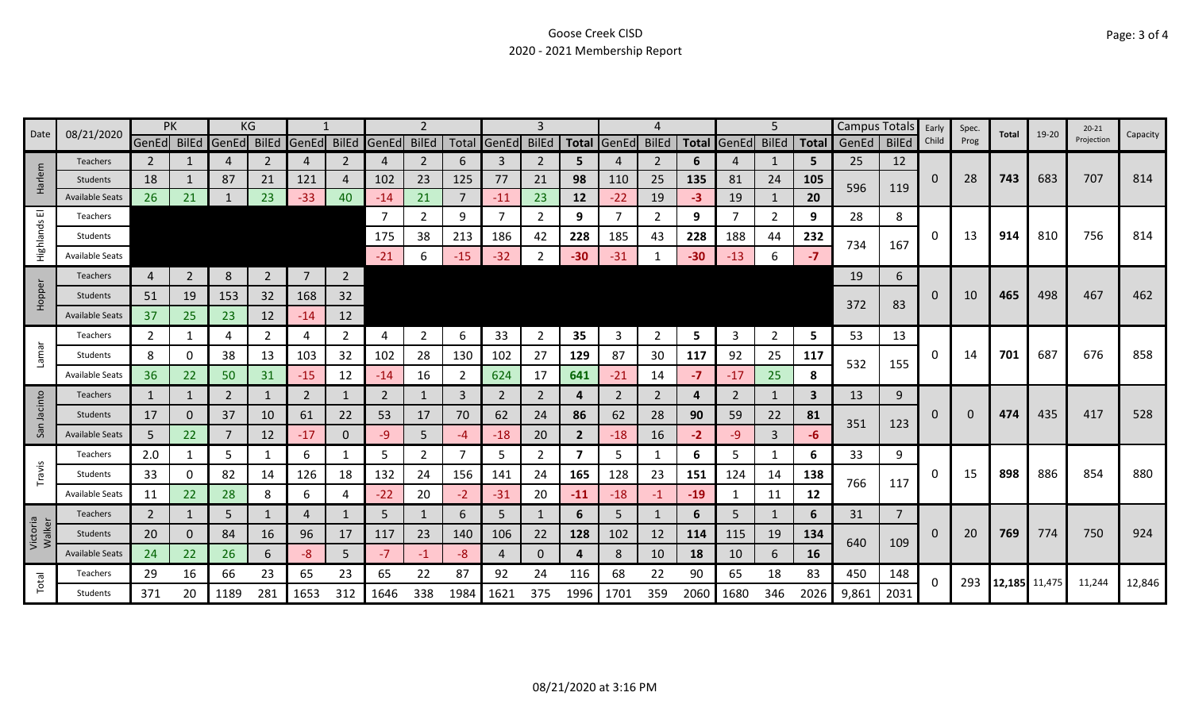Goose Creek CISD
2020 - 2021 Membership Report

| Date | 08/21/2020 | PK | | KG | | 1 | | 2 | | | 3 | | | 4 | | | 5 | | | Campus Totals | | Early Child | Spec. Prog | Total | 19-20 | 20-21 Projection | Capacity |
|---|---|---|---|---|---|---|---|---|---|---|---|---|---|---|---|---|---|---|---|---|---|---|---|---|---|---|---|
| | | GenEd | BilEd | GenEd | BilEd | GenEd | BilEd | GenEd | BilEd | Total | GenEd | BilEd | Total | GenEd | BilEd | Total | GenEd | BilEd | Total | GenEd | BilEd | | | | | | |
| Harlem | Teachers | 2 | 1 | 4 | 2 | 4 | 2 | 4 | 2 | 6 | 3 | 2 | 5 | 4 | 2 | 6 | 4 | 1 | 5 | 25 | 12 | 0 | 28 | 743 | 683 | 707 | 814 |
| | Students | 18 | 1 | 87 | 21 | 121 | 4 | 102 | 23 | 125 | 77 | 21 | 98 | 110 | 25 | 135 | 81 | 24 | 105 | 596 | 119 | | | | | | |
| | Available Seats | 26 | 21 | 1 | 23 | -33 | 40 | -14 | 21 | 7 | -11 | 23 | 12 | -22 | 19 | -3 | 19 | 1 | 20 | | | | | | | | |
| Highlands El | Teachers | | | | | | | 7 | 2 | 9 | 7 | 2 | 9 | 7 | 2 | 9 | 7 | 2 | 9 | 28 | 8 | 0 | 13 | 914 | 810 | 756 | 814 |
| | Students | | | | | | | 175 | 38 | 213 | 186 | 42 | 228 | 185 | 43 | 228 | 188 | 44 | 232 | 734 | 167 | | | | | | |
| | Available Seats | | | | | | | -21 | 6 | -15 | -32 | 2 | -30 | -31 | 1 | -30 | -13 | 6 | -7 | | | | | | | | |
| Hopper | Teachers | 4 | 2 | 8 | 2 | 7 | 2 | | | | | | | | | | | | | 19 | 6 | 0 | 10 | 465 | 498 | 467 | 462 |
| | Students | 51 | 19 | 153 | 32 | 168 | 32 | | | | | | | | | | | | | 372 | 83 | | | | | | |
| | Available Seats | 37 | 25 | 23 | 12 | -14 | 12 | | | | | | | | | | | | | | | | | | | | |
| Lamar | Teachers | 2 | 1 | 4 | 2 | 4 | 2 | 4 | 2 | 6 | 33 | 2 | 35 | 3 | 2 | 5 | 3 | 2 | 5 | 53 | 13 | 0 | 14 | 701 | 687 | 676 | 858 |
| | Students | 8 | 0 | 38 | 13 | 103 | 32 | 102 | 28 | 130 | 102 | 27 | 129 | 87 | 30 | 117 | 92 | 25 | 117 | 532 | 155 | | | | | | |
| | Available Seats | 36 | 22 | 50 | 31 | -15 | 12 | -14 | 16 | 2 | 624 | 17 | 641 | -21 | 14 | -7 | -17 | 25 | 8 | | | | | | | | |
| San Jacinto | Teachers | 1 | 1 | 2 | 1 | 2 | 1 | 2 | 1 | 3 | 2 | 2 | 4 | 2 | 2 | 4 | 2 | 1 | 3 | 13 | 9 | 0 | 0 | 474 | 435 | 417 | 528 |
| | Students | 17 | 0 | 37 | 10 | 61 | 22 | 53 | 17 | 70 | 62 | 24 | 86 | 62 | 28 | 90 | 59 | 22 | 81 | 351 | 123 | | | | | | |
| | Available Seats | 5 | 22 | 7 | 12 | -17 | 0 | -9 | 5 | -4 | -18 | 20 | 2 | -18 | 16 | -2 | -9 | 3 | -6 | | | | | | | | |
| Travis | Teachers | 2.0 | 1 | 5 | 1 | 6 | 1 | 5 | 2 | 7 | 5 | 2 | 7 | 5 | 1 | 6 | 5 | 1 | 6 | 33 | 9 | 0 | 15 | 898 | 886 | 854 | 880 |
| | Students | 33 | 0 | 82 | 14 | 126 | 18 | 132 | 24 | 156 | 141 | 24 | 165 | 128 | 23 | 151 | 124 | 14 | 138 | 766 | 117 | | | | | | |
| | Available Seats | 11 | 22 | 28 | 8 | 6 | 4 | -22 | 20 | -2 | -31 | 20 | -11 | -18 | -1 | -19 | 1 | 11 | 12 | | | | | | | | |
| Victoria Walker | Teachers | 2 | 1 | 5 | 1 | 4 | 1 | 5 | 1 | 6 | 5 | 1 | 6 | 5 | 1 | 6 | 5 | 1 | 6 | 31 | 7 | 0 | 20 | 769 | 774 | 750 | 924 |
| | Students | 20 | 0 | 84 | 16 | 96 | 17 | 117 | 23 | 140 | 106 | 22 | 128 | 102 | 12 | 114 | 115 | 19 | 134 | 640 | 109 | | | | | | |
| | Available Seats | 24 | 22 | 26 | 6 | -8 | 5 | -7 | -1 | -8 | 4 | 0 | 4 | 8 | 10 | 18 | 10 | 6 | 16 | | | | | | | | |
| Total | Teachers | 29 | 16 | 66 | 23 | 65 | 23 | 65 | 22 | 87 | 92 | 24 | 116 | 68 | 22 | 90 | 65 | 18 | 83 | 450 | 148 | 0 | 293 | 12,185 | 11,475 | 11,244 | 12,846 |
| | Students | 371 | 20 | 1189 | 281 | 1653 | 312 | 1646 | 338 | 1984 | 1621 | 375 | 1996 | 1701 | 359 | 2060 | 1680 | 346 | 2026 | 9,861 | 2031 | | | | | | |

08/21/2020 at 3:16 PM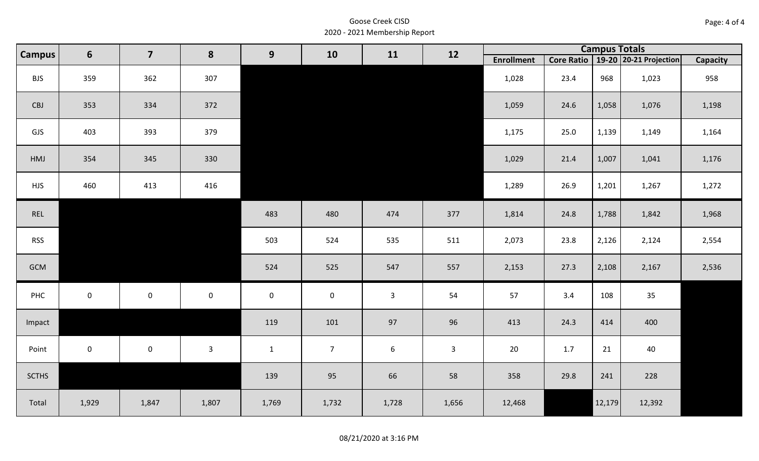Goose Creek CISD
2020 - 2021 Membership Report

| Campus | 6 | 7 | 8 | 9 | 10 | 11 | 12 | Campus Totals | | | | |
|---|---|---|---|---|---|---|---|---|---|---|---|---|
| | | | | | | | | Enrollment | Core Ratio | 19-20 | 20-21 Projection | Capacity |
| BJS | 359 | 362 | 307 | | | | | 1,028 | 23.4 | 968 | 1,023 | 958 |
| CBJ | 353 | 334 | 372 | | | | | 1,059 | 24.6 | 1,058 | 1,076 | 1,198 |
| GJS | 403 | 393 | 379 | | | | | 1,175 | 25.0 | 1,139 | 1,149 | 1,164 |
| HMJ | 354 | 345 | 330 | | | | | 1,029 | 21.4 | 1,007 | 1,041 | 1,176 |
| HJS | 460 | 413 | 416 | | | | | 1,289 | 26.9 | 1,201 | 1,267 | 1,272 |
| REL | | | | 483 | 480 | 474 | 377 | 1,814 | 24.8 | 1,788 | 1,842 | 1,968 |
| RSS | | | | 503 | 524 | 535 | 511 | 2,073 | 23.8 | 2,126 | 2,124 | 2,554 |
| GCM | | | | 524 | 525 | 547 | 557 | 2,153 | 27.3 | 2,108 | 2,167 | 2,536 |
| PHC | 0 | 0 | 0 | 0 | 0 | 3 | 54 | 57 | 3.4 | 108 | 35 | |
| Impact | | | | 119 | 101 | 97 | 96 | 413 | 24.3 | 414 | 400 | |
| Point | 0 | 0 | 3 | 1 | 7 | 6 | 3 | 20 | 1.7 | 21 | 40 | |
| SCTHS | | | | 139 | 95 | 66 | 58 | 358 | 29.8 | 241 | 228 | |
| Total | 1,929 | 1,847 | 1,807 | 1,769 | 1,732 | 1,728 | 1,656 | 12,468 | | 12,179 | 12,392 | |

08/21/2020 at 3:16 PM